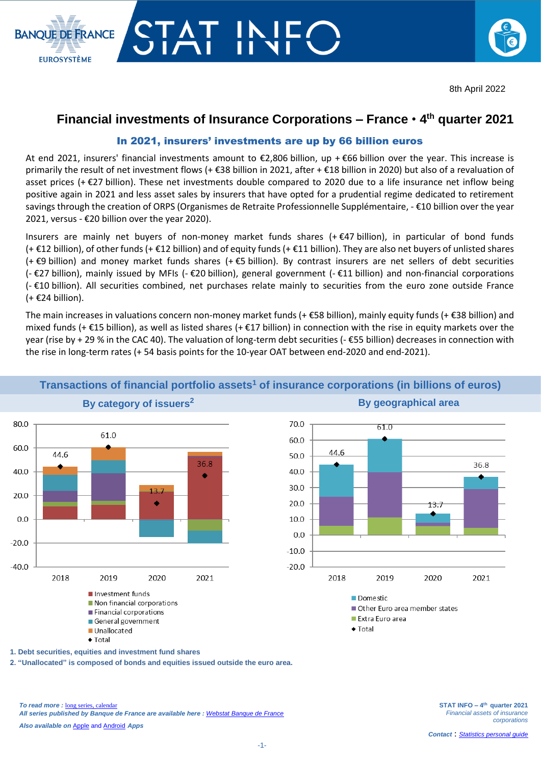8th April 2022

# Financial investments of Insurance Corporations – France • 4th quarter 2021

## In 2021, insurers' investments are up by 66 billion euros

At end 2021, insurers' financial investments amount to €2,806 billion, up + €66 billion over the year. This increase is primarily the result of net investment flows (+ €38 billion in 2021, after + €18 billion in 2020) but also of a revaluation of asset prices (+ €27 billion). These net investments double compared to 2020 due to a life insurance net inflow being positive again in 2021 and less asset sales by insurers that have opted for a prudential regime dedicated to retirement savings through the creation of ORPS (Organismes de Retraite Professionnelle Supplémentaire, - €10 billion over the year 2021, versus - €20 billion over the year 2020).

Insurers are mainly net buyers of non-money market funds shares (+ €47 billion), in particular of bond funds (+ €12 billion), of other funds (+ €12 billion) and of equity funds (+ €11 billion). They are also net buyers of unlisted shares (+ €9 billion) and money market funds shares (+ €5 billion). By contrast insurers are net sellers of debt securities (- €27 billion), mainly issued by MFIs (- €20 billion), general government (- €11 billion) and non-financial corporations (- €10 billion). All securities combined, net purchases relate mainly to securities from the euro zone outside France (+ €24 billion).

The main increases in valuations concern non-money market funds (+ €58 billion), mainly equity funds (+ €38 billion) and mixed funds (+ €15 billion), as well as listed shares (+ €17 billion) in connection with the rise in equity markets over the year (rise by + 29 % in the CAC 40). The valuation of long-term debt securities (- €55 billion) decreases in connection with the rise in long-term rates (+ 54 basis points for the 10-year OAT between end-2020 and end-2021).

### Transactions of financial portfolio assets[1] of insurance corporations (in billions of euros)

**By category of issuers[2]**

Totals: 2018: 44.6; 2019: 61.0; 2020: 13.7; 2021: 36.8

Legend: Investment funds; Non financial corporations; Financial corporations; General government; Unallocated; Total

**By geographical area**

Totals: 2018: 44.6; 2019: 61.0; 2020: 13.7; 2021: 36.8

Legend: Domestic; Other Euro area member states; Extra Euro area; Total

1. Debt securities, equities and investment fund shares
2. "Unallocated" is composed of bonds and equities issued outside the euro area.

*To read more :* long series, calendar
*All series published by Banque de France are available here :* Webstat Banque de France
*Also available on* Apple *and* Android *Apps*

STAT INFO – 4th quarter 2021
*Financial assets of insurance corporations*

*Contact :* Statistics personal guide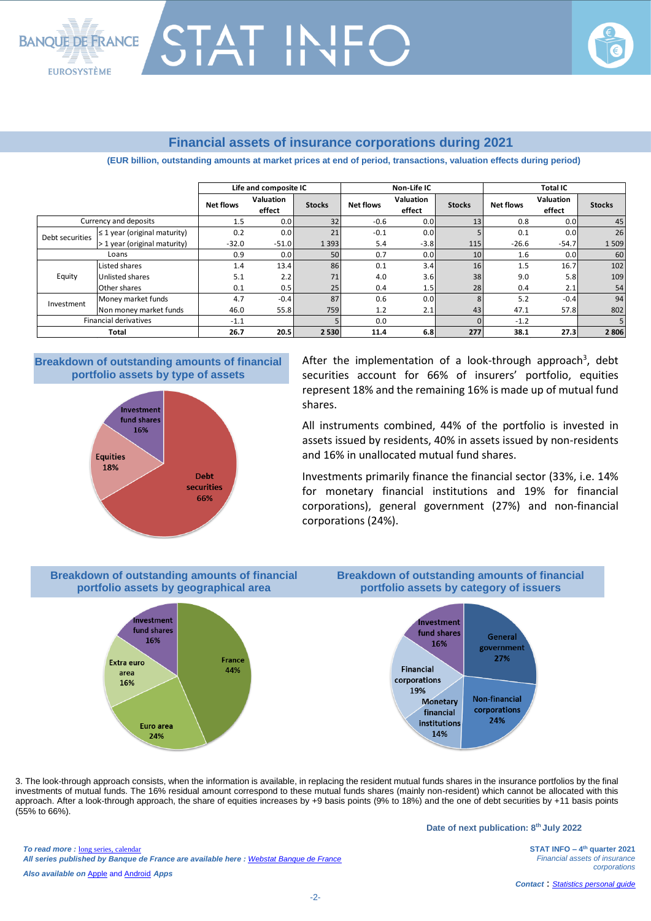## Financial assets of insurance corporations during 2021

**(EUR billion, outstanding amounts at market prices at end of period, transactions, valuation effects during period)**

| | | Life and composite IC | | | Non-Life IC | | | Total IC | | |
|---|---|---|---|---|---|---|---|---|---|---|
| | | Net flows | Valuation effect | Stocks | Net flows | Valuation effect | Stocks | Net flows | Valuation effect | Stocks |
| Currency and deposits | | 1.5 | 0.0 | 32 | -0.6 | 0.0 | 13 | 0.8 | 0.0 | 45 |
| Debt securities | ≤ 1 year (original maturity) | 0.2 | 0.0 | 21 | -0.1 | 0.0 | 5 | 0.1 | 0.0 | 26 |
| | > 1 year (original maturity) | -32.0 | -51.0 | 1 393 | 5.4 | -3.8 | 115 | -26.6 | -54.7 | 1 509 |
| Loans | | 0.9 | 0.0 | 50 | 0.7 | 0.0 | 10 | 1.6 | 0.0 | 60 |
| Equity | Listed shares | 1.4 | 13.4 | 86 | 0.1 | 3.4 | 16 | 1.5 | 16.7 | 102 |
| | Unlisted shares | 5.1 | 2.2 | 71 | 4.0 | 3.6 | 38 | 9.0 | 5.8 | 109 |
| | Other shares | 0.1 | 0.5 | 25 | 0.4 | 1.5 | 28 | 0.4 | 2.1 | 54 |
| Investment | Money market funds | 4.7 | -0.4 | 87 | 0.6 | 0.0 | 8 | 5.2 | -0.4 | 94 |
| | Non money market funds | 46.0 | 55.8 | 759 | 1.2 | 2.1 | 43 | 47.1 | 57.8 | 802 |
| Financial derivatives | | -1.1 | | 5 | 0.0 | | 0 | -1.2 | | 5 |
| **Total** | | **26.7** | **20.5** | **2 530** | **11.4** | **6.8** | **277** | **38.1** | **27.3** | **2 806** |

### Breakdown of outstanding amounts of financial portfolio assets by type of assets

Investment fund shares 16%
Equities 18%
Debt securities 66%

After the implementation of a look-through approach[3], debt securities account for 66% of insurers' portfolio, equities represent 18% and the remaining 16% is made up of mutual fund shares.

All instruments combined, 44% of the portfolio is invested in assets issued by residents, 40% in assets issued by non-residents and 16% in unallocated mutual fund shares.

Investments primarily finance the financial sector (33%, i.e. 14% for monetary financial institutions and 19% for financial corporations), general government (27%) and non-financial corporations (24%).

### Breakdown of outstanding amounts of financial portfolio assets by geographical area

Investment fund shares 16%
France 44%
Extra euro area 16%
Euro area 24%

### Breakdown of outstanding amounts of financial portfolio assets by category of issuers

Investment fund shares 16%
General government 27%
Financial corporations 19%
Monetary financial institutions 14%
Non-financial corporations 24%

3. The look-through approach consists, when the information is available, in replacing the resident mutual funds shares in the insurance portfolios by the final investments of mutual funds. The 16% residual amount correspond to these mutual funds shares (mainly non-resident) which cannot be allocated with this approach. After a look-through approach, the share of equities increases by +9 basis points (9% to 18%) and the one of debt securities by +11 basis points (55% to 66%).

**Date of next publication: 8th July 2022**

***To read more :*** long series, calendar
***All series published by Banque de France are available here :*** *Webstat Banque de France*
***Also available on*** Apple and Android ***Apps***

**STAT INFO – 4th quarter 2021**
*Financial assets of insurance corporations*

***Contact*** : *Statistics personal guide*